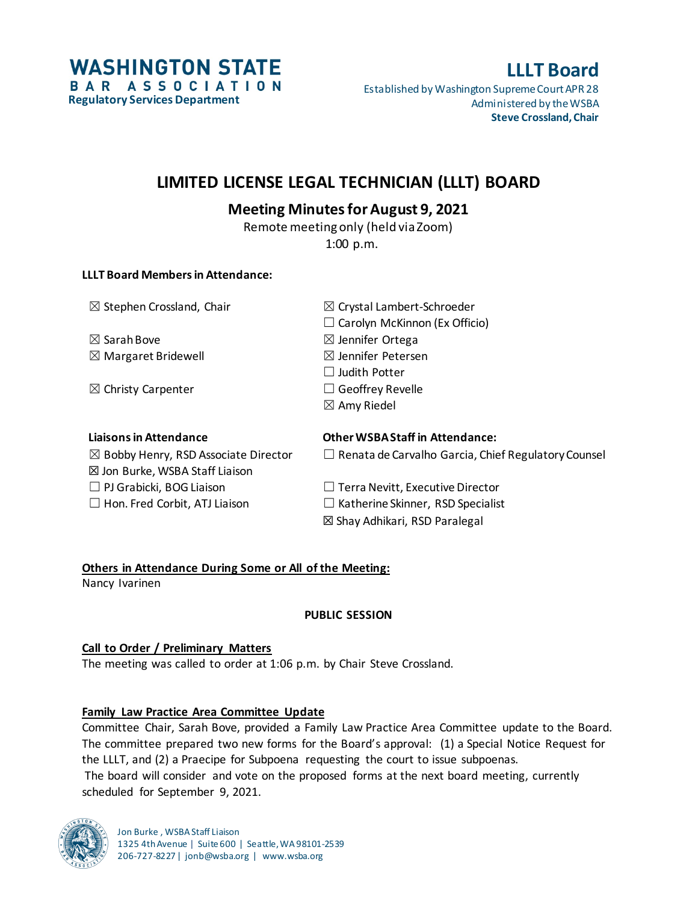**WASHINGTON STATE BAR ASSOCIATION**
**Regulatory Services Department**

**LLLT Board**
Established by Washington Supreme Court APR 28
Administered by the WSBA
**Steve Crossland, Chair**

# LIMITED LICENSE LEGAL TECHNICIAN (LLLT) BOARD

## Meeting Minutes for August 9, 2021

Remote meeting only (held via Zoom)
1:00 p.m.

**LLLT Board Members in Attendance:**

☒ Stephen Crossland, Chair
☒ Sarah Bove
☒ Margaret Bridewell
☒ Christy Carpenter
☒ Crystal Lambert-Schroeder
☐ Carolyn McKinnon (Ex Officio)
☒ Jennifer Ortega
☒ Jennifer Petersen
☐ Judith Potter
☐ Geoffrey Revelle
☒ Amy Riedel

**Liaisons in Attendance**

☒ Bobby Henry, RSD Associate Director
☒ Jon Burke, WSBA Staff Liaison
☐ PJ Grabicki, BOG Liaison
☐ Hon. Fred Corbit, ATJ Liaison

**Other WSBA Staff in Attendance:**

☐ Renata de Carvalho Garcia, Chief Regulatory Counsel
☐ Terra Nevitt, Executive Director
☐ Katherine Skinner, RSD Specialist
☒ Shay Adhikari, RSD Paralegal

**Others in Attendance During Some or All of the Meeting:**
Nancy Ivarinen

**PUBLIC SESSION**

**Call to Order / Preliminary Matters**
The meeting was called to order at 1:06 p.m. by Chair Steve Crossland.

**Family Law Practice Area Committee Update**
Committee Chair, Sarah Bove, provided a Family Law Practice Area Committee update to the Board. The committee prepared two new forms for the Board's approval: (1) a Special Notice Request for the LLLT, and (2) a Praecipe for Subpoena requesting the court to issue subpoenas.
The board will consider and vote on the proposed forms at the next board meeting, currently scheduled for September 9, 2021.

Jon Burke, WSBA Staff Liaison
1325 4th Avenue | Suite 600 | Seattle, WA 98101-2539
206-727-8227 | jonb@wsba.org | www.wsba.org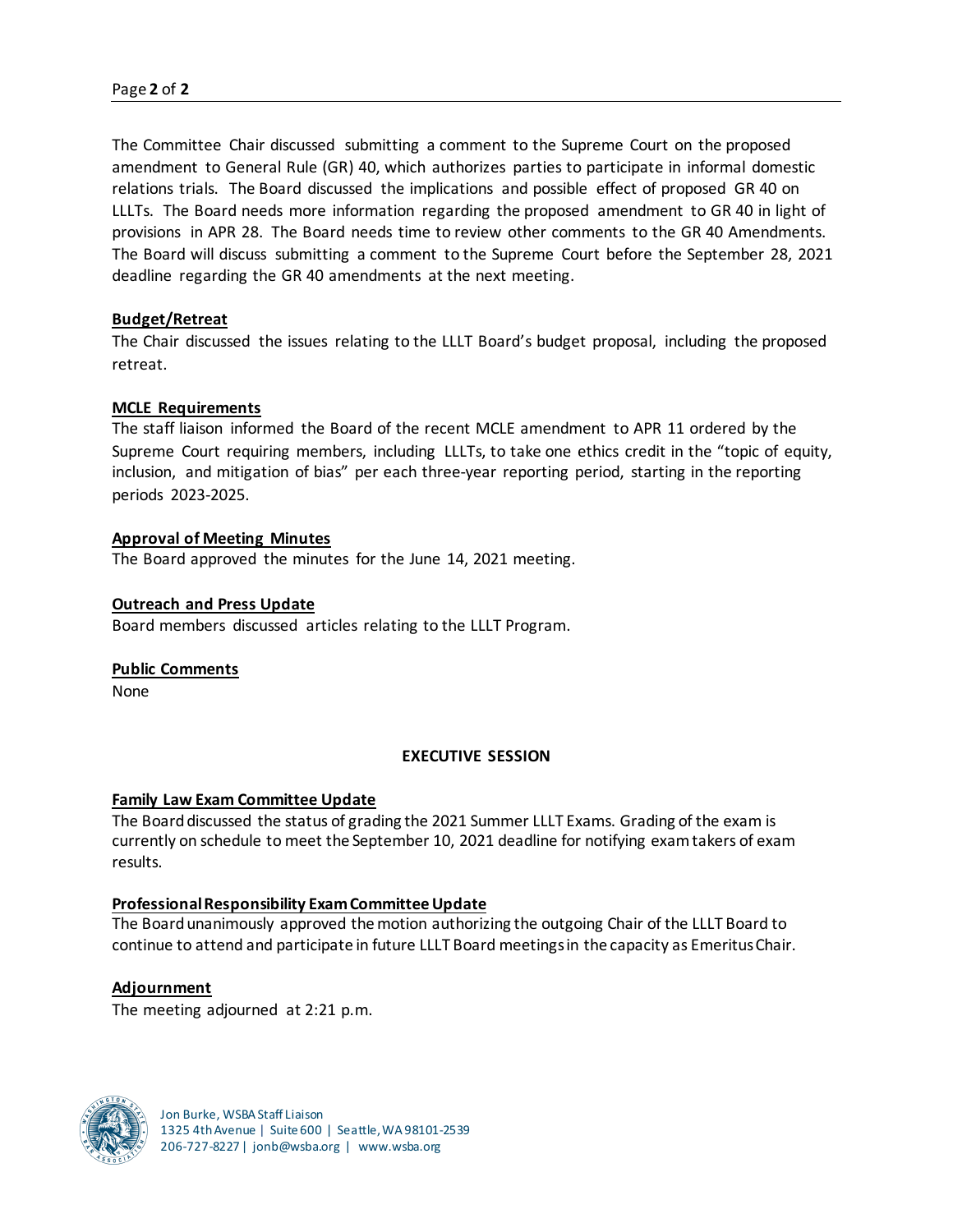The Committee Chair discussed submitting a comment to the Supreme Court on the proposed amendment to General Rule (GR) 40, which authorizes parties to participate in informal domestic relations trials. The Board discussed the implications and possible effect of proposed GR 40 on LLLTs. The Board needs more information regarding the proposed amendment to GR 40 in light of provisions in APR 28. The Board needs time to review other comments to the GR 40 Amendments. The Board will discuss submitting a comment to the Supreme Court before the September 28, 2021 deadline regarding the GR 40 amendments at the next meeting.

**Budget/Retreat**

The Chair discussed the issues relating to the LLLT Board's budget proposal, including the proposed retreat.

**MCLE Requirements**

The staff liaison informed the Board of the recent MCLE amendment to APR 11 ordered by the Supreme Court requiring members, including LLLTs, to take one ethics credit in the "topic of equity, inclusion, and mitigation of bias" per each three-year reporting period, starting in the reporting periods 2023-2025.

**Approval of Meeting Minutes**

The Board approved the minutes for the June 14, 2021 meeting.

**Outreach and Press Update**

Board members discussed articles relating to the LLLT Program.

**Public Comments**

None

## EXECUTIVE SESSION

**Family Law Exam Committee Update**

The Board discussed the status of grading the 2021 Summer LLLT Exams. Grading of the exam is currently on schedule to meet the September 10, 2021 deadline for notifying exam takers of exam results.

**Professional Responsibility Exam Committee Update**

The Board unanimously approved the motion authorizing the outgoing Chair of the LLLT Board to continue to attend and participate in future LLLT Board meetings in the capacity as Emeritus Chair.

**Adjournment**

The meeting adjourned at 2:21 p.m.

Jon Burke, WSBA Staff Liaison
1325 4th Avenue | Suite 600 | Seattle, WA 98101-2539
206-727-8227 | jonb@wsba.org | www.wsba.org